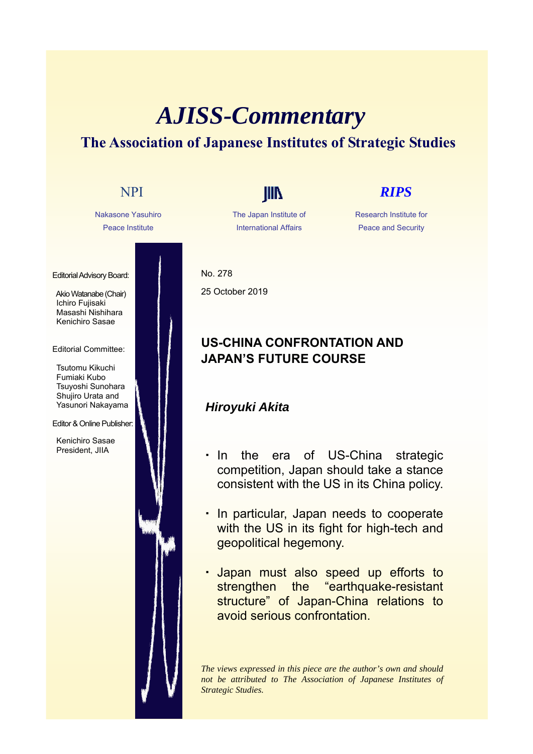# *AJISS-Commentary*

## The Association of Japanese Institutes of Strategic Studies

NPI
Nakasone Yasuhiro Peace Institute

JIIA
The Japan Institute of International Affairs

*RIPS*
Research Institute for Peace and Security

Editorial Advisory Board:

Akio Watanabe (Chair)
Ichiro Fujisaki
Masashi Nishihara
Kenichiro Sasae

Editorial Committee:

Tsutomu Kikuchi
Fumiaki Kubo
Tsuyoshi Sunohara
Shujiro Urata and
Yasunori Nakayama

Editor & Online Publisher:

Kenichiro Sasae
President, JIIA

No. 278

25 October 2019

### US-CHINA CONFRONTATION AND JAPAN'S FUTURE COURSE

***Hiroyuki Akita***

- In the era of US-China strategic competition, Japan should take a stance consistent with the US in its China policy.
- In particular, Japan needs to cooperate with the US in its fight for high-tech and geopolitical hegemony.
- Japan must also speed up efforts to strengthen the "earthquake-resistant structure" of Japan-China relations to avoid serious confrontation.

*The views expressed in this piece are the author's own and should not be attributed to The Association of Japanese Institutes of Strategic Studies.*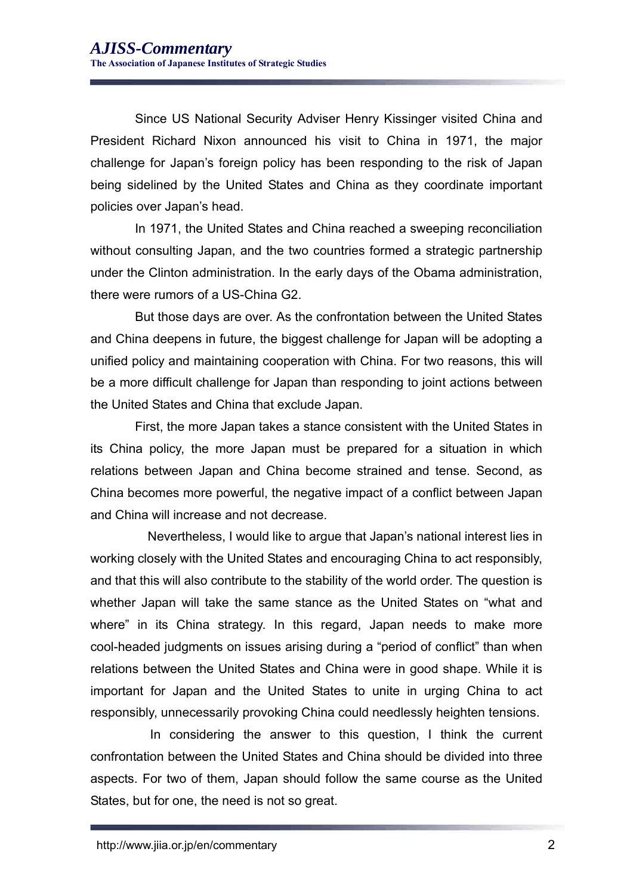Since US National Security Adviser Henry Kissinger visited China and President Richard Nixon announced his visit to China in 1971, the major challenge for Japan's foreign policy has been responding to the risk of Japan being sidelined by the United States and China as they coordinate important policies over Japan's head.

In 1971, the United States and China reached a sweeping reconciliation without consulting Japan, and the two countries formed a strategic partnership under the Clinton administration. In the early days of the Obama administration, there were rumors of a US-China G2.

But those days are over. As the confrontation between the United States and China deepens in future, the biggest challenge for Japan will be adopting a unified policy and maintaining cooperation with China. For two reasons, this will be a more difficult challenge for Japan than responding to joint actions between the United States and China that exclude Japan.

First, the more Japan takes a stance consistent with the United States in its China policy, the more Japan must be prepared for a situation in which relations between Japan and China become strained and tense. Second, as China becomes more powerful, the negative impact of a conflict between Japan and China will increase and not decrease.

Nevertheless, I would like to argue that Japan's national interest lies in working closely with the United States and encouraging China to act responsibly, and that this will also contribute to the stability of the world order. The question is whether Japan will take the same stance as the United States on "what and where" in its China strategy. In this regard, Japan needs to make more cool-headed judgments on issues arising during a "period of conflict" than when relations between the United States and China were in good shape. While it is important for Japan and the United States to unite in urging China to act responsibly, unnecessarily provoking China could needlessly heighten tensions.

In considering the answer to this question, I think the current confrontation between the United States and China should be divided into three aspects. For two of them, Japan should follow the same course as the United States, but for one, the need is not so great.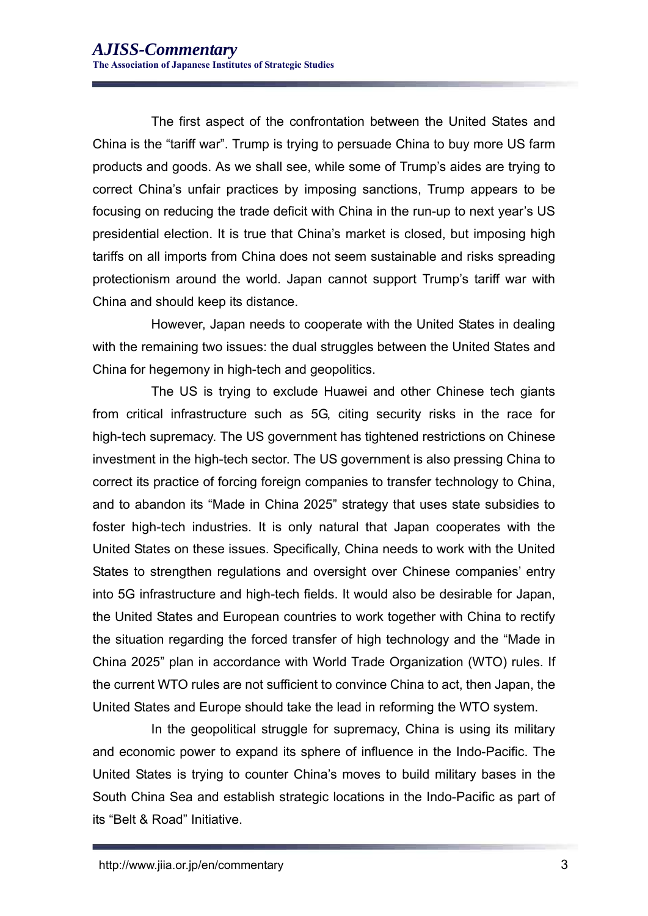The first aspect of the confrontation between the United States and China is the "tariff war". Trump is trying to persuade China to buy more US farm products and goods. As we shall see, while some of Trump's aides are trying to correct China's unfair practices by imposing sanctions, Trump appears to be focusing on reducing the trade deficit with China in the run-up to next year's US presidential election. It is true that China's market is closed, but imposing high tariffs on all imports from China does not seem sustainable and risks spreading protectionism around the world. Japan cannot support Trump's tariff war with China and should keep its distance.

However, Japan needs to cooperate with the United States in dealing with the remaining two issues: the dual struggles between the United States and China for hegemony in high-tech and geopolitics.

The US is trying to exclude Huawei and other Chinese tech giants from critical infrastructure such as 5G, citing security risks in the race for high-tech supremacy. The US government has tightened restrictions on Chinese investment in the high-tech sector. The US government is also pressing China to correct its practice of forcing foreign companies to transfer technology to China, and to abandon its "Made in China 2025" strategy that uses state subsidies to foster high-tech industries. It is only natural that Japan cooperates with the United States on these issues. Specifically, China needs to work with the United States to strengthen regulations and oversight over Chinese companies' entry into 5G infrastructure and high-tech fields. It would also be desirable for Japan, the United States and European countries to work together with China to rectify the situation regarding the forced transfer of high technology and the "Made in China 2025" plan in accordance with World Trade Organization (WTO) rules. If the current WTO rules are not sufficient to convince China to act, then Japan, the United States and Europe should take the lead in reforming the WTO system.

In the geopolitical struggle for supremacy, China is using its military and economic power to expand its sphere of influence in the Indo-Pacific. The United States is trying to counter China's moves to build military bases in the South China Sea and establish strategic locations in the Indo-Pacific as part of its "Belt & Road" Initiative.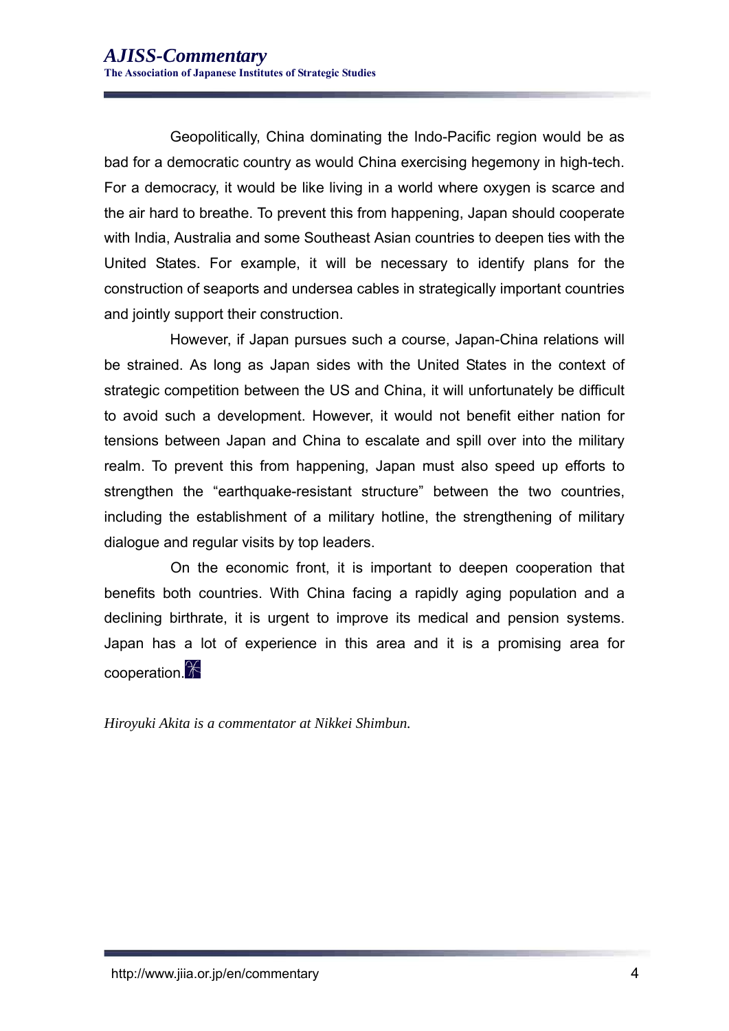Geopolitically, China dominating the Indo-Pacific region would be as bad for a democratic country as would China exercising hegemony in high-tech. For a democracy, it would be like living in a world where oxygen is scarce and the air hard to breathe. To prevent this from happening, Japan should cooperate with India, Australia and some Southeast Asian countries to deepen ties with the United States. For example, it will be necessary to identify plans for the construction of seaports and undersea cables in strategically important countries and jointly support their construction.

However, if Japan pursues such a course, Japan-China relations will be strained. As long as Japan sides with the United States in the context of strategic competition between the US and China, it will unfortunately be difficult to avoid such a development. However, it would not benefit either nation for tensions between Japan and China to escalate and spill over into the military realm. To prevent this from happening, Japan must also speed up efforts to strengthen the "earthquake-resistant structure" between the two countries, including the establishment of a military hotline, the strengthening of military dialogue and regular visits by top leaders.

On the economic front, it is important to deepen cooperation that benefits both countries. With China facing a rapidly aging population and a declining birthrate, it is urgent to improve its medical and pension systems. Japan has a lot of experience in this area and it is a promising area for cooperation.

*Hiroyuki Akita is a commentator at Nikkei Shimbun.*